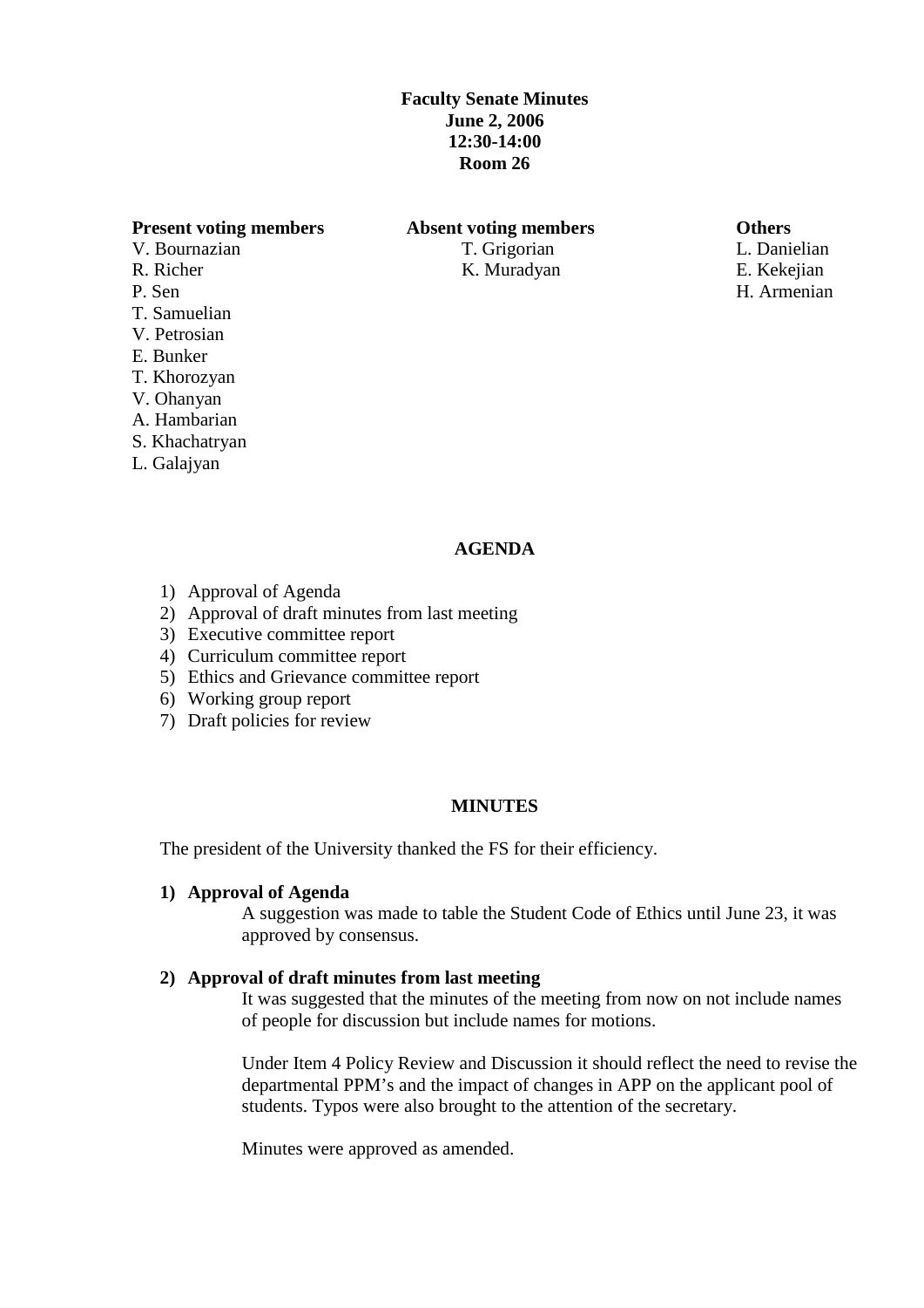**Faculty Senate Minutes**
**June 2, 2006**
**12:30-14:00**
**Room 26**

| **Present voting members** | **Absent voting members** | **Others** |
|---|---|---|
| V. Bournazian | T. Grigorian | L. Danielian |
| R. Richer | K. Muradyan | E. Kekejian |
| P. Sen | | H. Armenian |
| T. Samuelian | | |
| V. Petrosian | | |
| E. Bunker | | |
| T. Khorozyan | | |
| V. Ohanyan | | |
| A. Hambarian | | |
| S. Khachatryan | | |
| L. Galajyan | | |

**AGENDA**

1) Approval of Agenda
2) Approval of draft minutes from last meeting
3) Executive committee report
4) Curriculum committee report
5) Ethics and Grievance committee report
6) Working group report
7) Draft policies for review

**MINUTES**

The president of the University thanked the FS for their efficiency.

**1) Approval of Agenda**

A suggestion was made to table the Student Code of Ethics until June 23, it was approved by consensus.

**2) Approval of draft minutes from last meeting**

It was suggested that the minutes of the meeting from now on not include names of people for discussion but include names for motions.

Under Item 4 Policy Review and Discussion it should reflect the need to revise the departmental PPM's and the impact of changes in APP on the applicant pool of students. Typos were also brought to the attention of the secretary.

Minutes were approved as amended.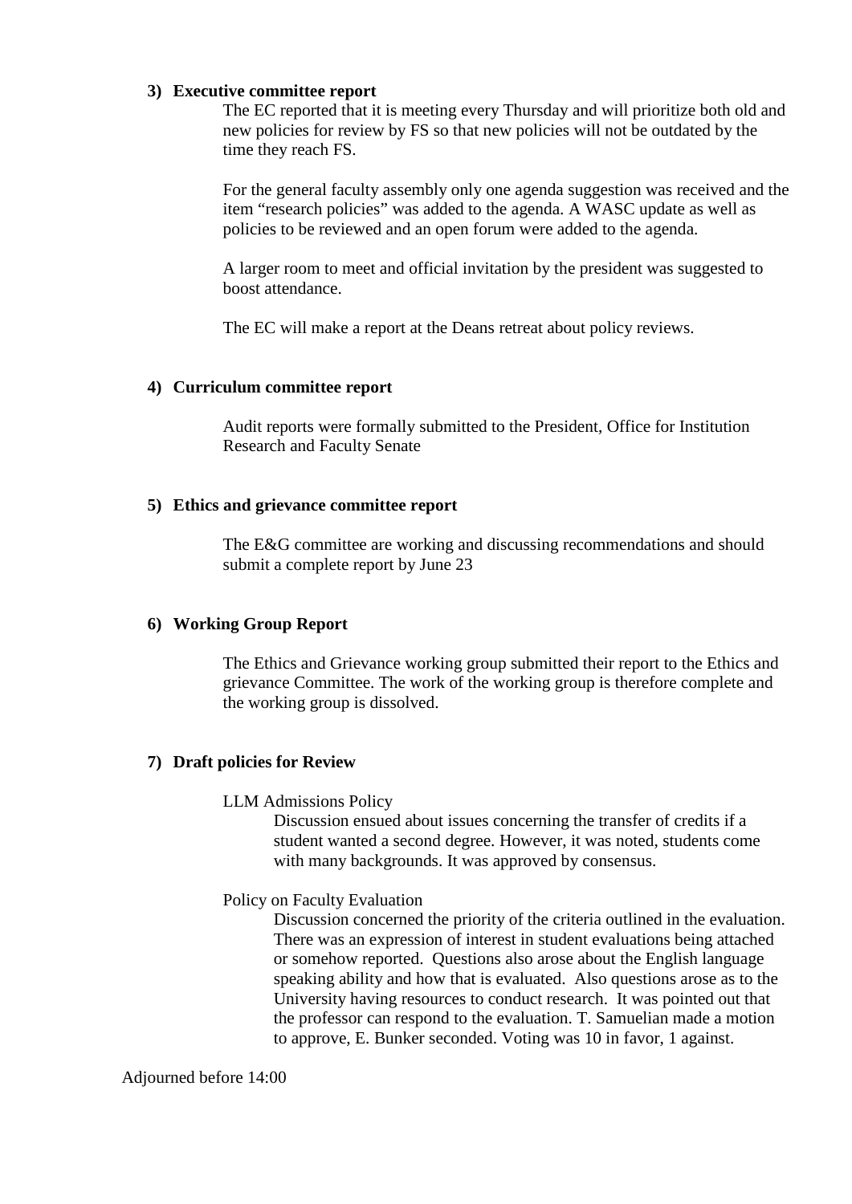3) **Executive committee report**

The EC reported that it is meeting every Thursday and will prioritize both old and new policies for review by FS so that new policies will not be outdated by the time they reach FS.

For the general faculty assembly only one agenda suggestion was received and the item "research policies" was added to the agenda. A WASC update as well as policies to be reviewed and an open forum were added to the agenda.

A larger room to meet and official invitation by the president was suggested to boost attendance.

The EC will make a report at the Deans retreat about policy reviews.

4) **Curriculum committee report**

Audit reports were formally submitted to the President, Office for Institution Research and Faculty Senate

5) **Ethics and grievance committee report**

The E&G committee are working and discussing recommendations and should submit a complete report by June 23

6) **Working Group Report**

The Ethics and Grievance working group submitted their report to the Ethics and grievance Committee. The work of the working group is therefore complete and the working group is dissolved.

7) **Draft policies for Review**

LLM Admissions Policy

Discussion ensued about issues concerning the transfer of credits if a student wanted a second degree. However, it was noted, students come with many backgrounds. It was approved by consensus.

Policy on Faculty Evaluation

Discussion concerned the priority of the criteria outlined in the evaluation. There was an expression of interest in student evaluations being attached or somehow reported. Questions also arose about the English language speaking ability and how that is evaluated. Also questions arose as to the University having resources to conduct research. It was pointed out that the professor can respond to the evaluation. T. Samuelian made a motion to approve, E. Bunker seconded. Voting was 10 in favor, 1 against.

Adjourned before 14:00